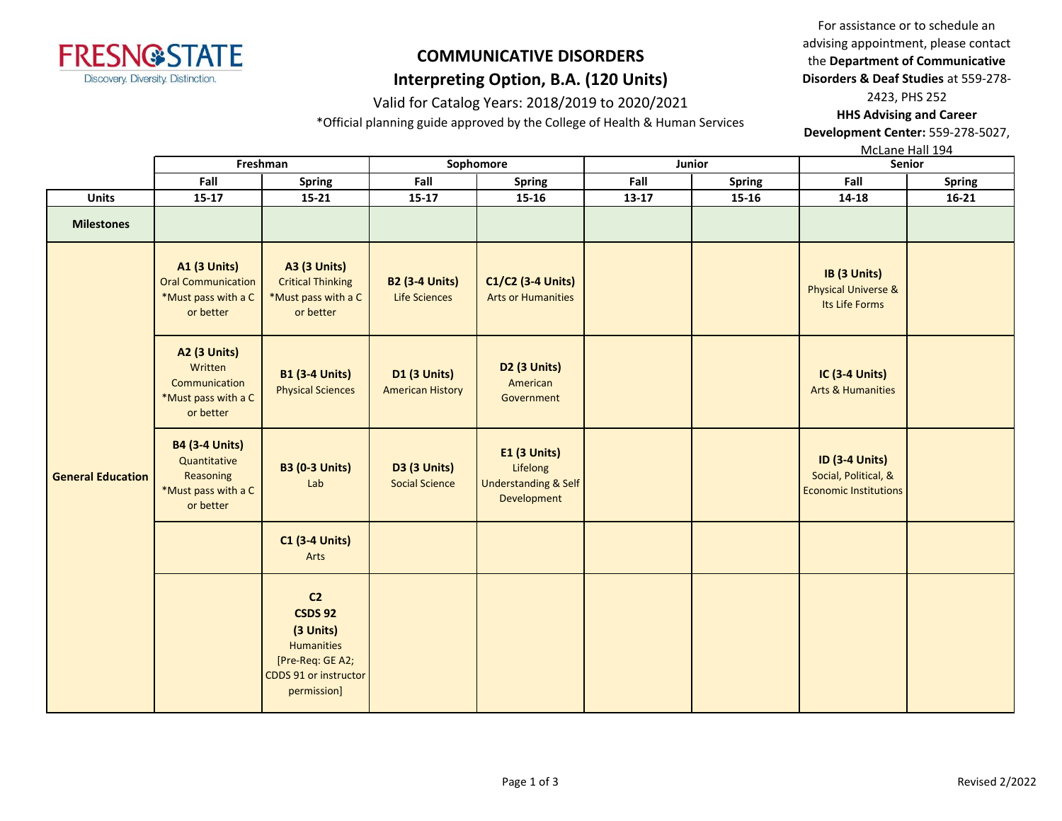# COMMUNICATIVE DISORDERS

## Interpreting Option, B.A. (120 Units)

Valid for Catalog Years: 2018/2019 to 2020/2021

*Official planning guide approved by the College of Health & Human Services

For assistance or to schedule an advising appointment, please contact the **Department of Communicative Disorders & Deaf Studies** at 559-278-2423, PHS 252

**HHS Advising and Career Development Center:** 559-278-5027, McLane Hall 194

| | Freshman | | Sophomore | | Junior | | Senior | |
|---|---|---|---|---|---|---|---|---|
| | Fall | Spring | Fall | Spring | Fall | Spring | Fall | Spring |
| **Units** | 15-17 | 15-21 | 15-17 | 15-16 | 13-17 | 15-16 | 14-18 | 16-21 |
| **Milestones** | | | | | | | | |
| **General Education** | **A1 (3 Units)** Oral Communication *Must pass with a C or better | **A3 (3 Units)** Critical Thinking *Must pass with a C or better | **B2 (3-4 Units)** Life Sciences | **C1/C2 (3-4 Units)** Arts or Humanities | | | **IB (3 Units)** Physical Universe & Its Life Forms | |
| | **A2 (3 Units)** Written Communication *Must pass with a C or better | **B1 (3-4 Units)** Physical Sciences | **D1 (3 Units)** American History | **D2 (3 Units)** American Government | | | **IC (3-4 Units)** Arts & Humanities | |
| | **B4 (3-4 Units)** Quantitative Reasoning *Must pass with a C or better | **B3 (0-3 Units)** Lab | **D3 (3 Units)** Social Science | **E1 (3 Units)** Lifelong Understanding & Self Development | | | **ID (3-4 Units)** Social, Political, & Economic Institutions | |
| | | **C1 (3-4 Units)** Arts | | | | | | |
| | | **C2 CSDS 92 (3 Units)** Humanities [Pre-Req: GE A2; CDDS 91 or instructor permission] | | | | | | |

Revised 2/2022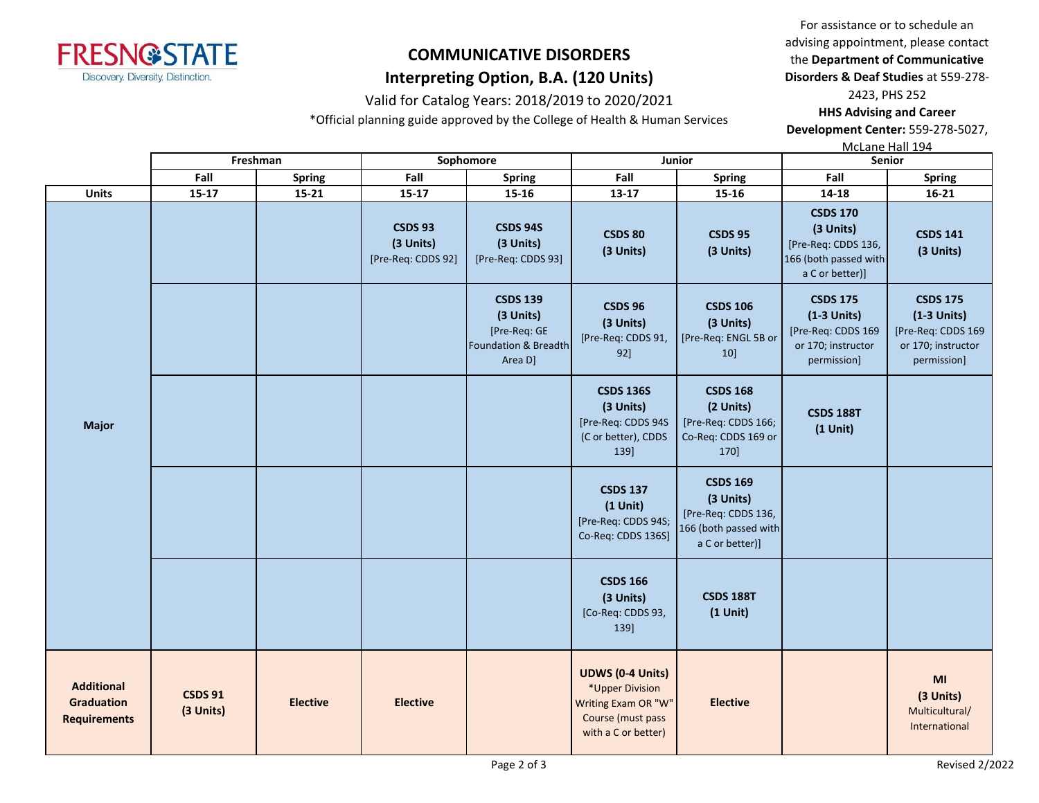# COMMUNICATIVE DISORDERS

## Interpreting Option, B.A. (120 Units)

Valid for Catalog Years: 2018/2019 to 2020/2021

*Official planning guide approved by the College of Health & Human Services

For assistance or to schedule an advising appointment, please contact the **Department of Communicative Disorders & Deaf Studies** at 559-278-2423, PHS 252

**HHS Advising and Career Development Center:** 559-278-5027, McLane Hall 194

| | Freshman | | Sophomore | | Junior | | Senior | |
|---|---|---|---|---|---|---|---|---|
| | **Fall** | **Spring** | **Fall** | **Spring** | **Fall** | **Spring** | **Fall** | **Spring** |
| **Units** | **15-17** | **15-21** | **15-17** | **15-16** | **13-17** | **15-16** | **14-18** | **16-21** |
| **Major** | | | **CSDS 93 (3 Units)** [Pre-Req: CDDS 92] | **CSDS 94S (3 Units)** [Pre-Req: CDDS 93] | **CSDS 80 (3 Units)** | **CSDS 95 (3 Units)** | **CSDS 170 (3 Units)** [Pre-Req: CDDS 136, 166 (both passed with a C or better)] | **CSDS 141 (3 Units)** |
| **Major** | | | | **CSDS 139 (3 Units)** [Pre-Req: GE Foundation & Breadth Area D] | **CSDS 96 (3 Units)** [Pre-Req: CDDS 91, 92] | **CSDS 106 (3 Units)** [Pre-Req: ENGL 5B or 10] | **CSDS 175 (1-3 Units)** [Pre-Req: CDDS 169 or 170; instructor permission] | **CSDS 175 (1-3 Units)** [Pre-Req: CDDS 169 or 170; instructor permission] |
| **Major** | | | | | **CSDS 136S (3 Units)** [Pre-Req: CDDS 94S (C or better), CDDS 139] | **CSDS 168 (2 Units)** [Pre-Req: CDDS 166; Co-Req: CDDS 169 or 170] | **CSDS 188T (1 Unit)** | |
| **Major** | | | | | **CSDS 137 (1 Unit)** [Pre-Req: CDDS 94S; Co-Req: CDDS 136S] | **CSDS 169 (3 Units)** [Pre-Req: CDDS 136, 166 (both passed with a C or better)] | | |
| **Major** | | | | | **CSDS 166 (3 Units)** [Co-Req: CDDS 93, 139] | **CSDS 188T (1 Unit)** | | |
| **Additional Graduation Requirements** | **CSDS 91 (3 Units)** | **Elective** | **Elective** | | **UDWS (0-4 Units)** *Upper Division Writing Exam OR "W" Course (must pass with a C or better) | **Elective** | | **MI (3 Units)** Multicultural/ International |

Revised 2/2022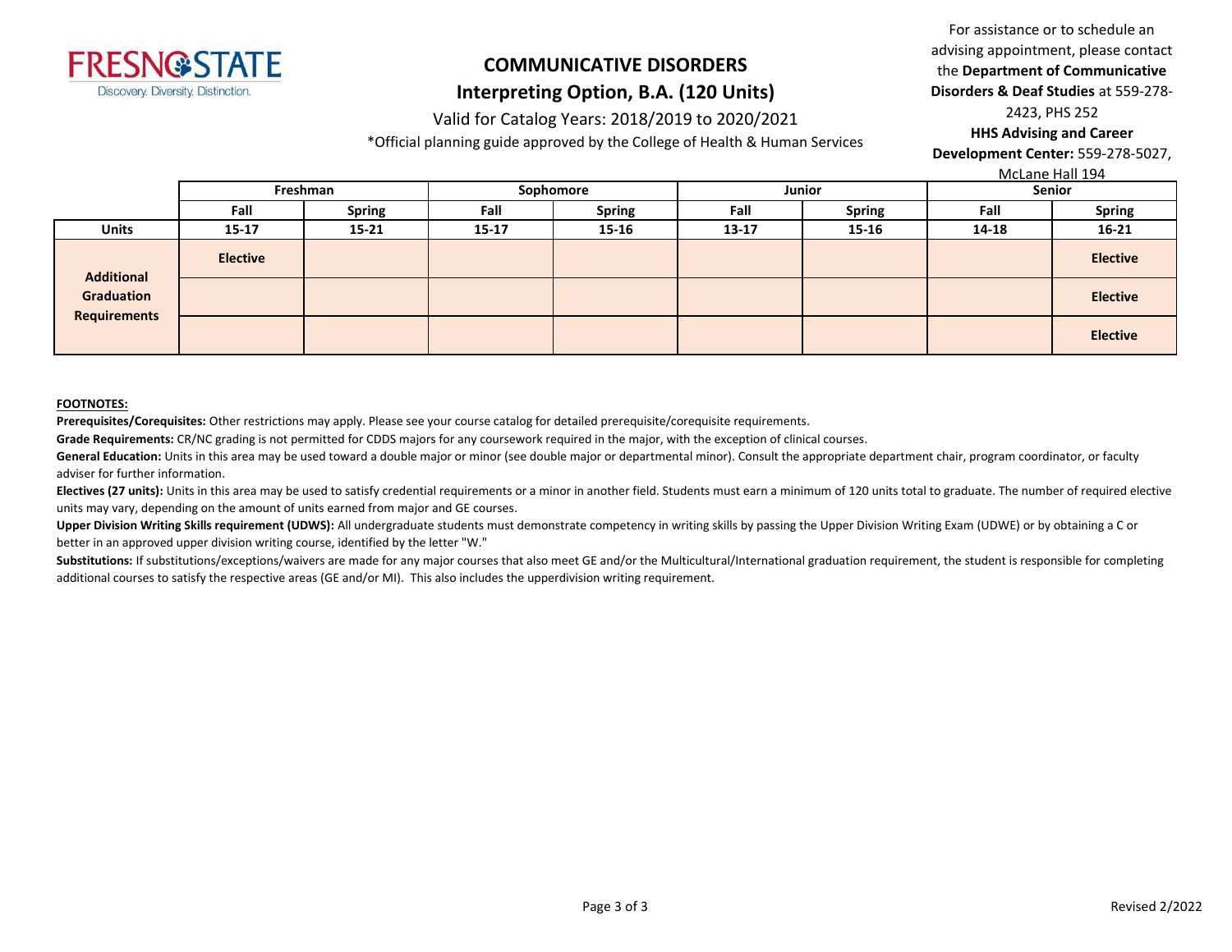# COMMUNICATIVE DISORDERS

## Interpreting Option, B.A. (120 Units)

Valid for Catalog Years: 2018/2019 to 2020/2021

*Official planning guide approved by the College of Health & Human Services

For assistance or to schedule an advising appointment, please contact the **Department of Communicative Disorders & Deaf Studies** at 559-278-2423, PHS 252

**HHS Advising and Career Development Center:** 559-278-5027, McLane Hall 194

| | Freshman | | Sophomore | | Junior | | Senior | |
|---|---|---|---|---|---|---|---|---|
| | **Fall** | **Spring** | **Fall** | **Spring** | **Fall** | **Spring** | **Fall** | **Spring** |
| **Units** | **15-17** | **15-21** | **15-17** | **15-16** | **13-17** | **15-16** | **14-18** | **16-21** |
| **Additional Graduation Requirements** | **Elective** | | | | | | | **Elective** |
| | | | | | | | | **Elective** |
| | | | | | | | | **Elective** |

**FOOTNOTES:**

**Prerequisites/Corequisites:** Other restrictions may apply. Please see your course catalog for detailed prerequisite/corequisite requirements.

**Grade Requirements:** CR/NC grading is not permitted for CDDS majors for any coursework required in the major, with the exception of clinical courses.

**General Education:** Units in this area may be used toward a double major or minor (see double major or departmental minor). Consult the appropriate department chair, program coordinator, or faculty adviser for further information.

**Electives (27 units):** Units in this area may be used to satisfy credential requirements or a minor in another field. Students must earn a minimum of 120 units total to graduate. The number of required elective units may vary, depending on the amount of units earned from major and GE courses.

**Upper Division Writing Skills requirement (UDWS):** All undergraduate students must demonstrate competency in writing skills by passing the Upper Division Writing Exam (UDWE) or by obtaining a C or better in an approved upper division writing course, identified by the letter "W."

**Substitutions:** If substitutions/exceptions/waivers are made for any major courses that also meet GE and/or the Multicultural/International graduation requirement, the student is responsible for completing additional courses to satisfy the respective areas (GE and/or MI). This also includes the upperdivision writing requirement.

Revised 2/2022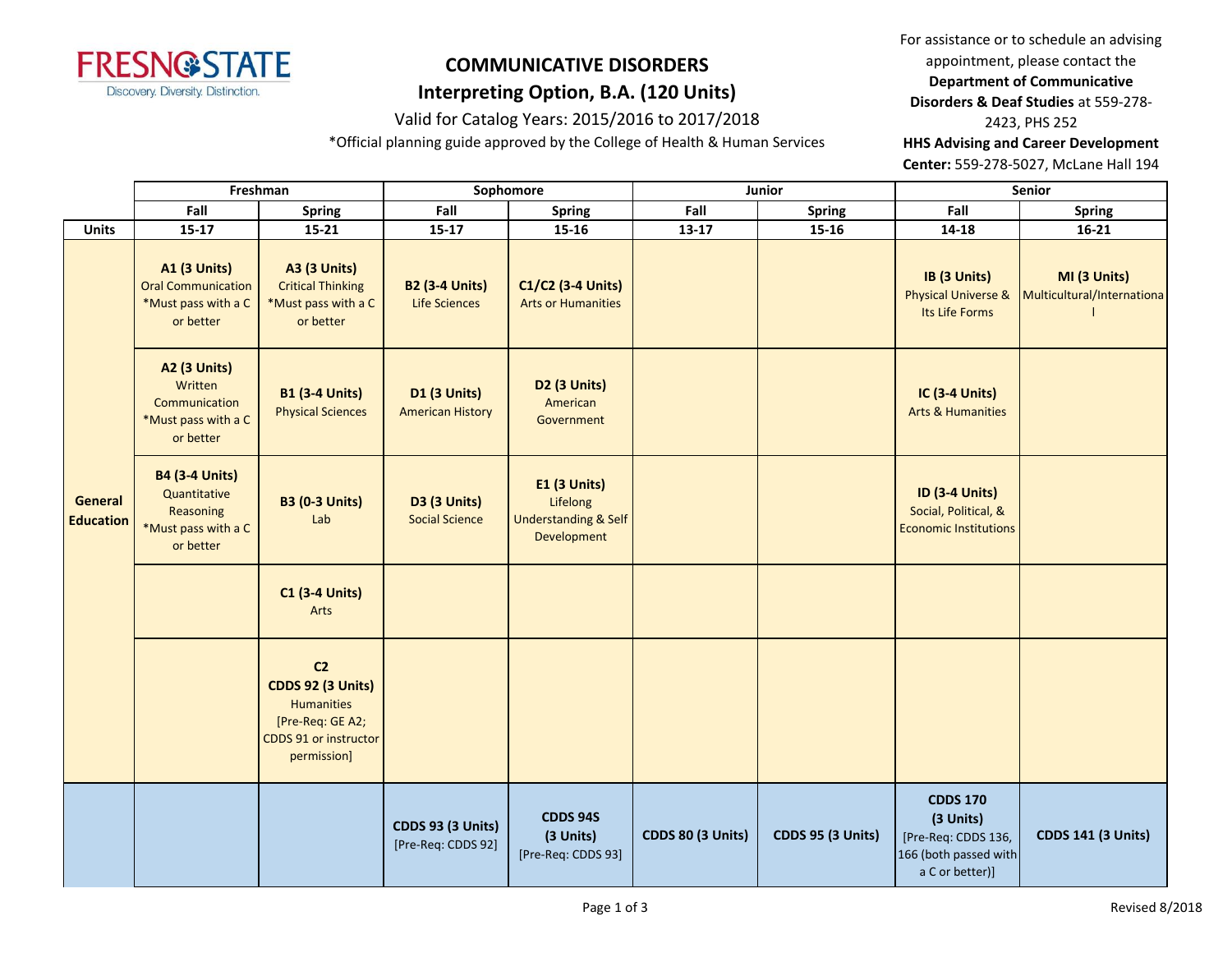# COMMUNICATIVE DISORDERS

## Interpreting Option, B.A. (120 Units)

Valid for Catalog Years: 2015/2016 to 2017/2018

*Official planning guide approved by the College of Health & Human Services

For assistance or to schedule an advising appointment, please contact the **Department of Communicative Disorders & Deaf Studies** at 559-278-2423, PHS 252

**HHS Advising and Career Development Center:** 559-278-5027, McLane Hall 194

| | Freshman | | Sophomore | | Junior | | Senior | |
|---|---|---|---|---|---|---|---|---|
| | **Fall** | **Spring** | **Fall** | **Spring** | **Fall** | **Spring** | **Fall** | **Spring** |
| **Units** | **15-17** | **15-21** | **15-17** | **15-16** | **13-17** | **15-16** | **14-18** | **16-21** |
| **General Education** | **A1 (3 Units)** Oral Communication *Must pass with a C or better | **A3 (3 Units)** Critical Thinking *Must pass with a C or better | **B2 (3-4 Units)** Life Sciences | **C1/C2 (3-4 Units)** Arts or Humanities | | | **IB (3 Units)** Physical Universe & Its Life Forms | **MI (3 Units)** Multicultural/International |
| | **A2 (3 Units)** Written Communication *Must pass with a C or better | **B1 (3-4 Units)** Physical Sciences | **D1 (3 Units)** American History | **D2 (3 Units)** American Government | | | **IC (3-4 Units)** Arts & Humanities | |
| | **B4 (3-4 Units)** Quantitative Reasoning *Must pass with a C or better | **B3 (0-3 Units)** Lab | **D3 (3 Units)** Social Science | **E1 (3 Units)** Lifelong Understanding & Self Development | | | **ID (3-4 Units)** Social, Political, & Economic Institutions | |
| | | **C1 (3-4 Units)** Arts | | | | | | |
| | | **C2** **CDDS 92 (3 Units)** Humanities [Pre-Req: GE A2; CDDS 91 or instructor permission] | | | | | | |
| | | | **CDDS 93 (3 Units)** [Pre-Req: CDDS 92] | **CDDS 94S (3 Units)** [Pre-Req: CDDS 93] | **CDDS 80 (3 Units)** | **CDDS 95 (3 Units)** | **CDDS 170 (3 Units)** [Pre-Req: CDDS 136, 166 (both passed with a C or better)] | **CDDS 141 (3 Units)** |

Revised 8/2018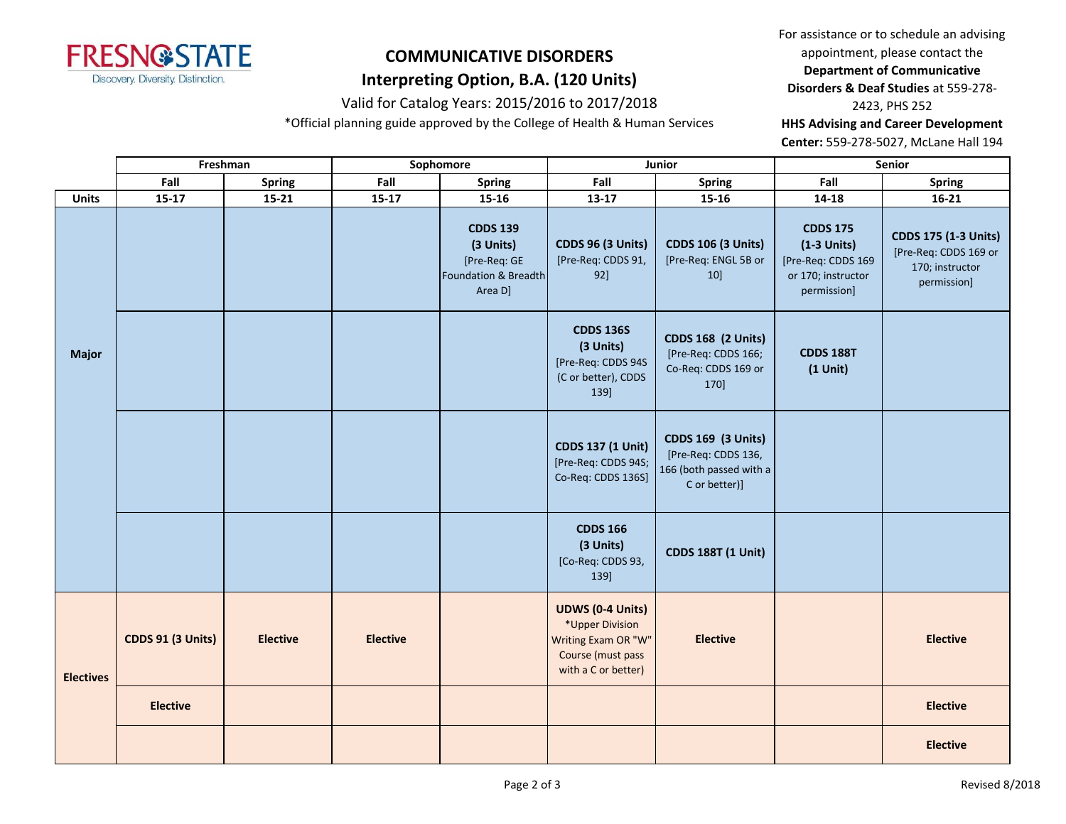# COMMUNICATIVE DISORDERS

## Interpreting Option, B.A. (120 Units)

Valid for Catalog Years: 2015/2016 to 2017/2018

*Official planning guide approved by the College of Health & Human Services

For assistance or to schedule an advising appointment, please contact the **Department of Communicative Disorders & Deaf Studies** at 559-278-2423, PHS 252

**HHS Advising and Career Development Center:** 559-278-5027, McLane Hall 194

| | Freshman | | Sophomore | | Junior | | Senior | |
|---|---|---|---|---|---|---|---|---|
| | **Fall** | **Spring** | **Fall** | **Spring** | **Fall** | **Spring** | **Fall** | **Spring** |
| **Units** | **15-17** | **15-21** | **15-17** | **15-16** | **13-17** | **15-16** | **14-18** | **16-21** |
| **Major** | | | | **CDDS 139 (3 Units)** [Pre-Req: GE Foundation & Breadth Area D] | **CDDS 96 (3 Units)** [Pre-Req: CDDS 91, 92] | **CDDS 106 (3 Units)** [Pre-Req: ENGL 5B or 10] | **CDDS 175 (1-3 Units)** [Pre-Req: CDDS 169 or 170; instructor permission] | **CDDS 175 (1-3 Units)** [Pre-Req: CDDS 169 or 170; instructor permission] |
| | | | | | **CDDS 136S (3 Units)** [Pre-Req: CDDS 94S (C or better), CDDS 139] | **CDDS 168 (2 Units)** [Pre-Req: CDDS 166; Co-Req: CDDS 169 or 170] | **CDDS 188T (1 Unit)** | |
| | | | | | **CDDS 137 (1 Unit)** [Pre-Req: CDDS 94S; Co-Req: CDDS 136S] | **CDDS 169 (3 Units)** [Pre-Req: CDDS 136, 166 (both passed with a C or better)] | | |
| | | | | | **CDDS 166 (3 Units)** [Co-Req: CDDS 93, 139] | **CDDS 188T (1 Unit)** | | |
| **Electives** | **CDDS 91 (3 Units)** | **Elective** | **Elective** | | **UDWS (0-4 Units)** *Upper Division Writing Exam OR "W" Course (must pass with a C or better) | **Elective** | | **Elective** |
| | **Elective** | | | | | | | **Elective** |
| | | | | | | | | **Elective** |

Revised 8/2018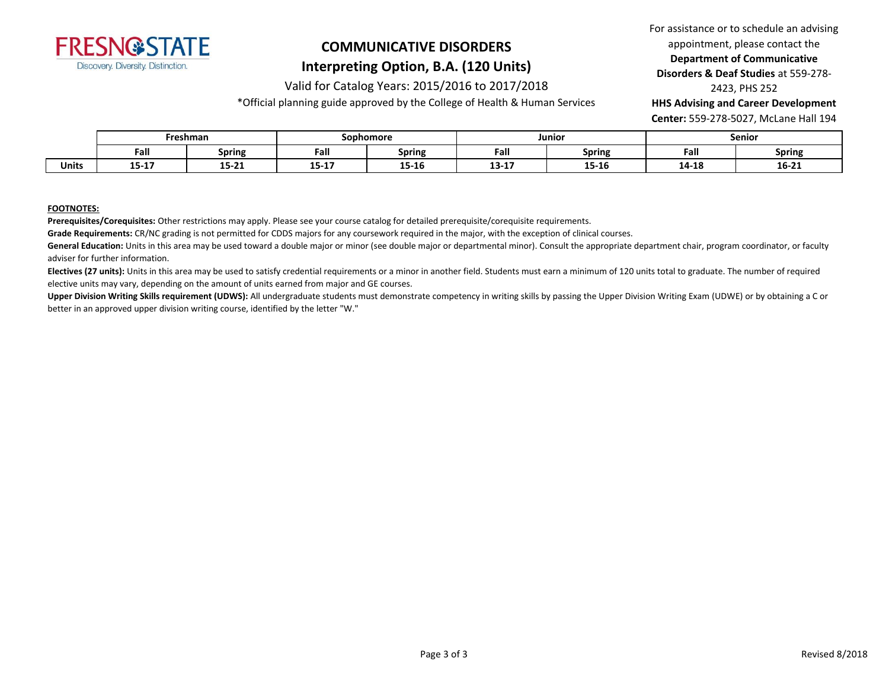# COMMUNICATIVE DISORDERS

## Interpreting Option, B.A. (120 Units)

Valid for Catalog Years: 2015/2016 to 2017/2018

*Official planning guide approved by the College of Health & Human Services

For assistance or to schedule an advising appointment, please contact the **Department of Communicative Disorders & Deaf Studies** at 559-278-2423, PHS 252

**HHS Advising and Career Development Center:** 559-278-5027, McLane Hall 194

| | Freshman | | Sophomore | | Junior | | Senior | |
|---|---|---|---|---|---|---|---|---|
| | **Fall** | **Spring** | **Fall** | **Spring** | **Fall** | **Spring** | **Fall** | **Spring** |
| **Units** | **15-17** | **15-21** | **15-17** | **15-16** | **13-17** | **15-16** | **14-18** | **16-21** |

**FOOTNOTES:**

**Prerequisites/Corequisites:** Other restrictions may apply. Please see your course catalog for detailed prerequisite/corequisite requirements.

**Grade Requirements:** CR/NC grading is not permitted for CDDS majors for any coursework required in the major, with the exception of clinical courses.

**General Education:** Units in this area may be used toward a double major or minor (see double major or departmental minor). Consult the appropriate department chair, program coordinator, or faculty adviser for further information.

**Electives (27 units):** Units in this area may be used to satisfy credential requirements or a minor in another field. Students must earn a minimum of 120 units total to graduate. The number of required elective units may vary, depending on the amount of units earned from major and GE courses.

**Upper Division Writing Skills requirement (UDWS):** All undergraduate students must demonstrate competency in writing skills by passing the Upper Division Writing Exam (UDWE) or by obtaining a C or better in an approved upper division writing course, identified by the letter "W."

Revised 8/2018